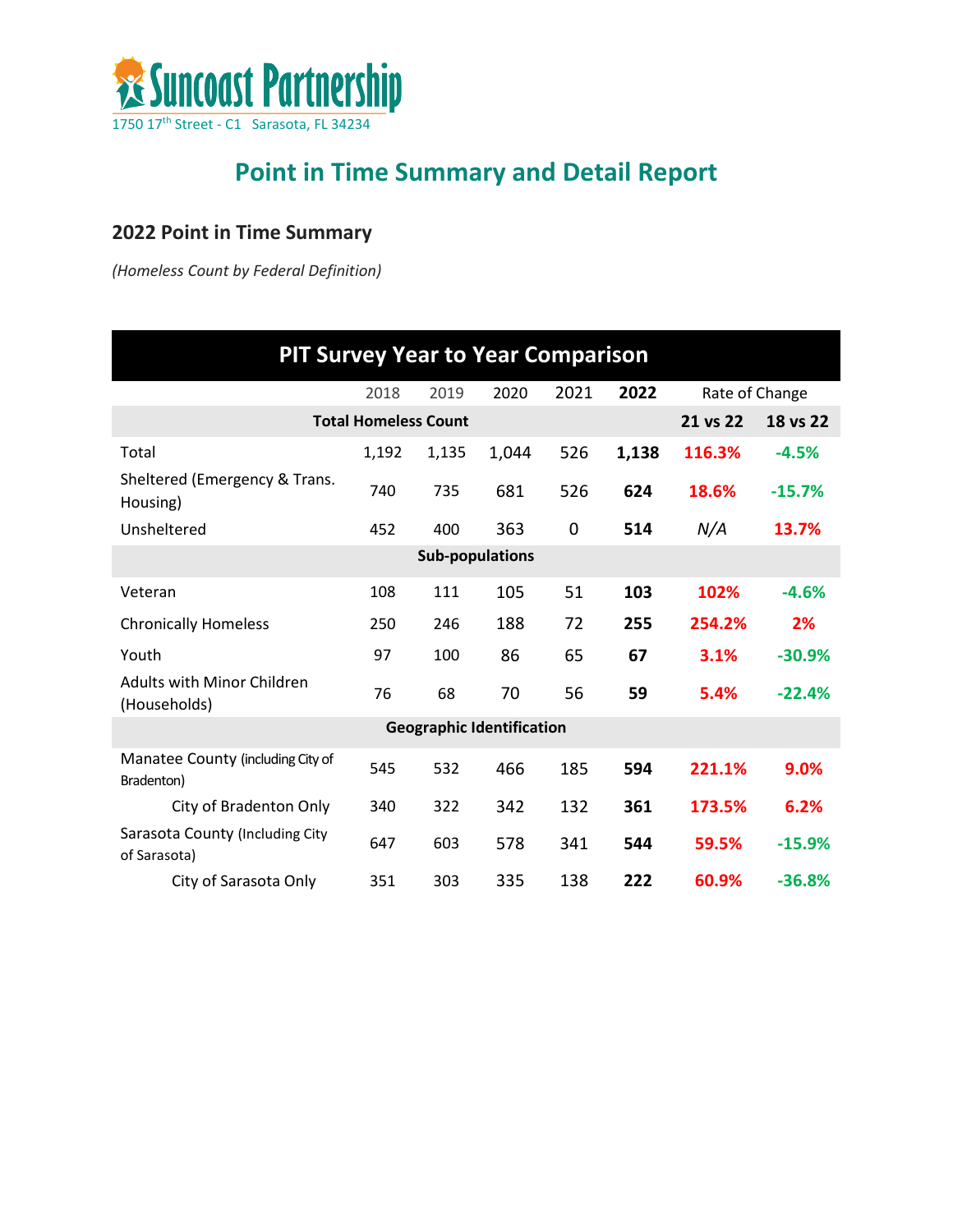Suncoast Partnership

1750 17th Street - C1 Sarasota, FL 34234

# Point in Time Summary and Detail Report

## 2022 Point in Time Summary

*(Homeless Count by Federal Definition)*

| PIT Survey Year to Year Comparison | | | | | | | |
|---|---|---|---|---|---|---|---|
| | 2018 | 2019 | 2020 | 2021 | **2022** | Rate of Change | |
| **Total Homeless Count** | | | | | | **21 vs 22** | **18 vs 22** |
| Total | 1,192 | 1,135 | 1,044 | 526 | **1,138** | **116.3%** | **-4.5%** |
| Sheltered (Emergency & Trans. Housing) | 740 | 735 | 681 | 526 | **624** | **18.6%** | **-15.7%** |
| Unsheltered | 452 | 400 | 363 | 0 | **514** | *N/A* | **13.7%** |
| **Sub-populations** | | | | | | | |
| Veteran | 108 | 111 | 105 | 51 | **103** | **102%** | **-4.6%** |
| Chronically Homeless | 250 | 246 | 188 | 72 | **255** | **254.2%** | **2%** |
| Youth | 97 | 100 | 86 | 65 | **67** | **3.1%** | **-30.9%** |
| Adults with Minor Children (Households) | 76 | 68 | 70 | 56 | **59** | **5.4%** | **-22.4%** |
| **Geographic Identification** | | | | | | | |
| Manatee County (including City of Bradenton) | 545 | 532 | 466 | 185 | **594** | **221.1%** | **9.0%** |
| City of Bradenton Only | 340 | 322 | 342 | 132 | **361** | **173.5%** | **6.2%** |
| Sarasota County (Including City of Sarasota) | 647 | 603 | 578 | 341 | **544** | **59.5%** | **-15.9%** |
| City of Sarasota Only | 351 | 303 | 335 | 138 | **222** | **60.9%** | **-36.8%** |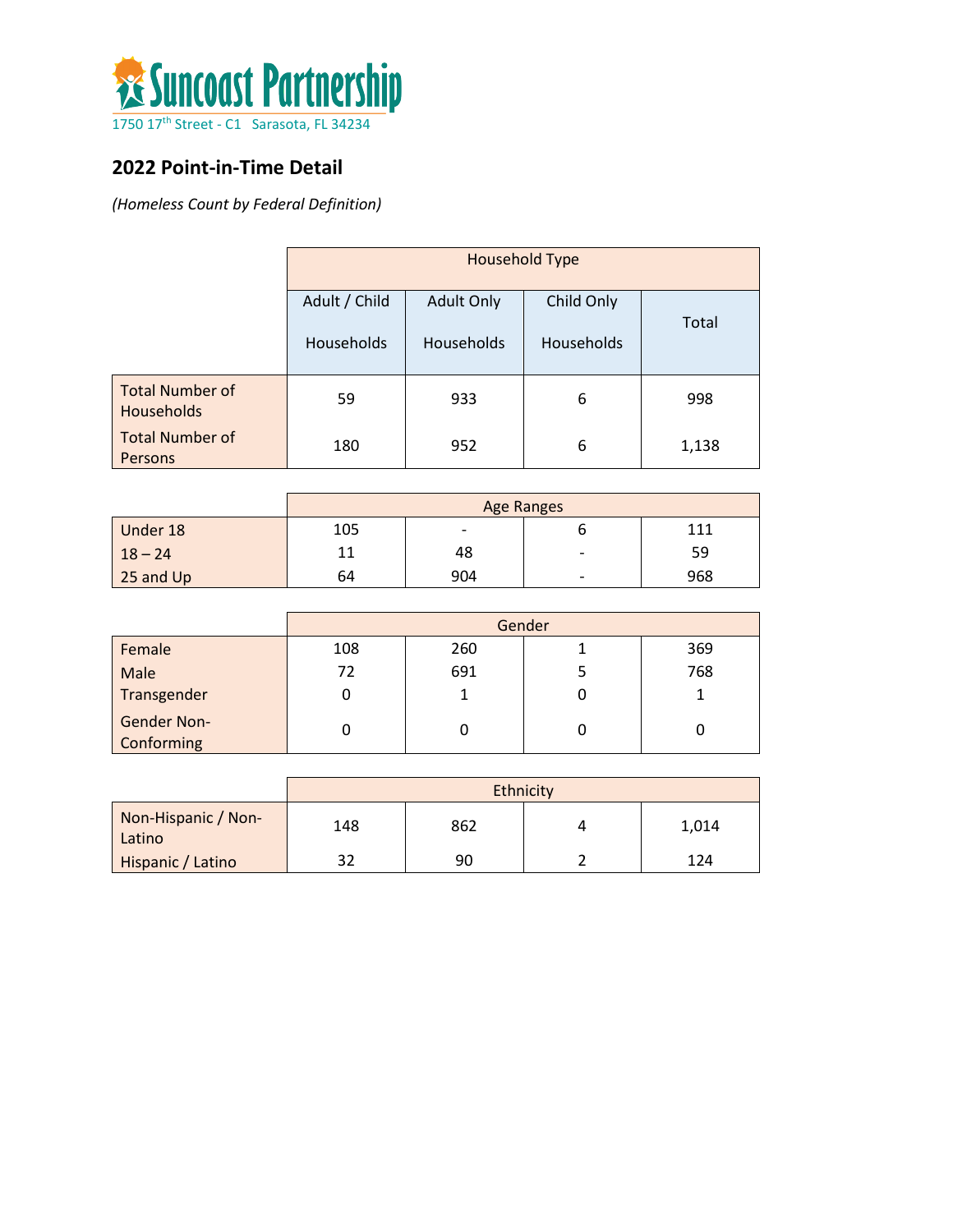Suncoast Partnership

1750 17th Street - C1 Sarasota, FL 34234

## 2022 Point-in-Time Detail

*(Homeless Count by Federal Definition)*

| | Household Type | | | |
|---|---|---|---|---|
| | Adult / Child Households | Adult Only Households | Child Only Households | Total |
| Total Number of Households | 59 | 933 | 6 | 998 |
| Total Number of Persons | 180 | 952 | 6 | 1,138 |
| | Age Ranges | | | |
| Under 18 | 105 | - | 6 | 111 |
| 18 – 24 | 11 | 48 | - | 59 |
| 25 and Up | 64 | 904 | - | 968 |
| | Gender | | | |
| Female | 108 | 260 | 1 | 369 |
| Male | 72 | 691 | 5 | 768 |
| Transgender | 0 | 1 | 0 | 1 |
| Gender Non-Conforming | 0 | 0 | 0 | 0 |
| | Ethnicity | | | |
| Non-Hispanic / Non-Latino | 148 | 862 | 4 | 1,014 |
| Hispanic / Latino | 32 | 90 | 2 | 124 |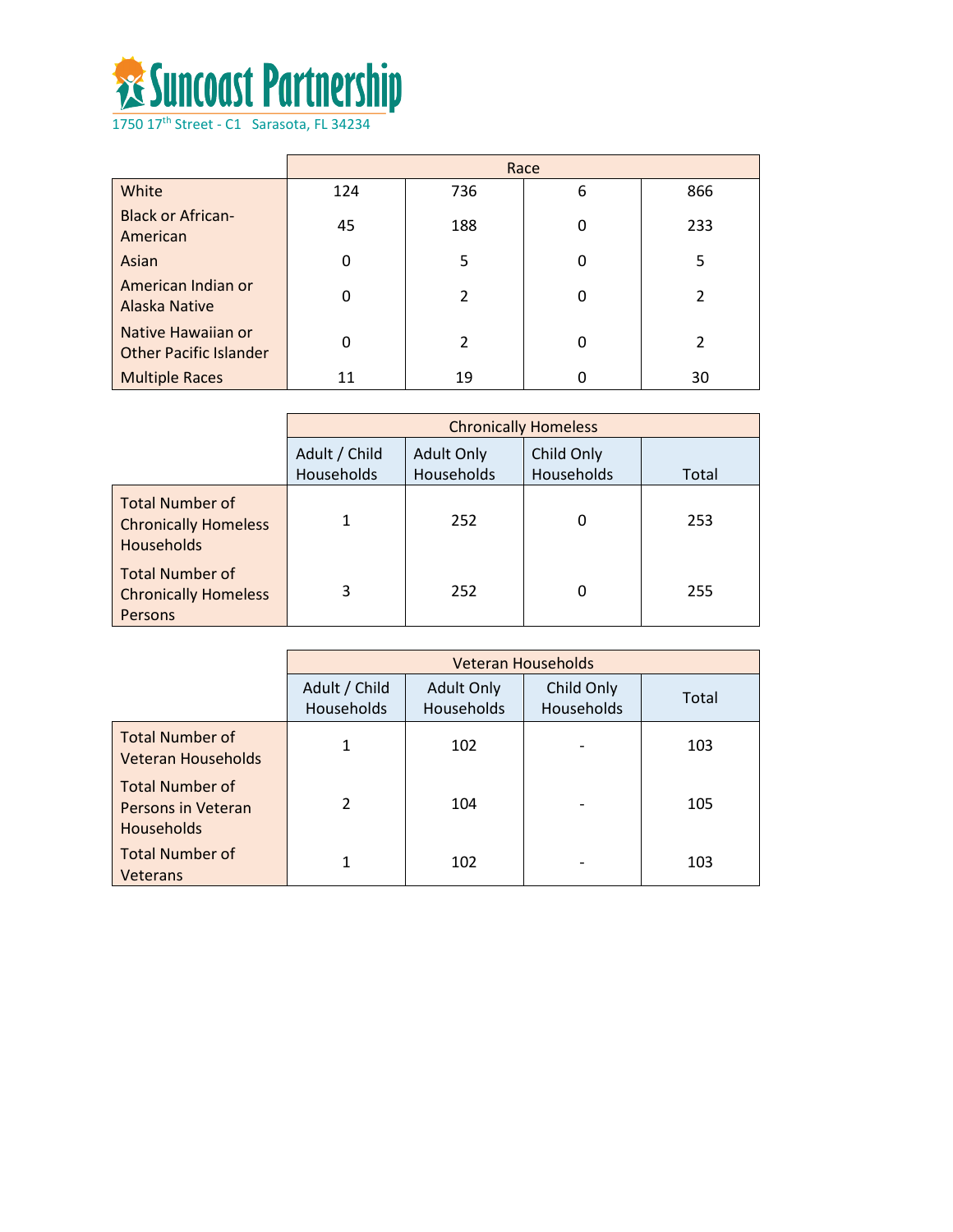# Suncoast Partnership

1750 17th Street - C1 Sarasota, FL 34234

| | Race | | | |
|---|---|---|---|---|
| White | 124 | 736 | 6 | 866 |
| Black or African-American | 45 | 188 | 0 | 233 |
| Asian | 0 | 5 | 0 | 5 |
| American Indian or Alaska Native | 0 | 2 | 0 | 2 |
| Native Hawaiian or Other Pacific Islander | 0 | 2 | 0 | 2 |
| Multiple Races | 11 | 19 | 0 | 30 |

| | Chronically Homeless | | | |
|---|---|---|---|---|
| | Adult / Child Households | Adult Only Households | Child Only Households | Total |
| Total Number of Chronically Homeless Households | 1 | 252 | 0 | 253 |
| Total Number of Chronically Homeless Persons | 3 | 252 | 0 | 255 |

| | Veteran Households | | | |
|---|---|---|---|---|
| | Adult / Child Households | Adult Only Households | Child Only Households | Total |
| Total Number of Veteran Households | 1 | 102 | - | 103 |
| Total Number of Persons in Veteran Households | 2 | 104 | - | 105 |
| Total Number of Veterans | 1 | 102 | - | 103 |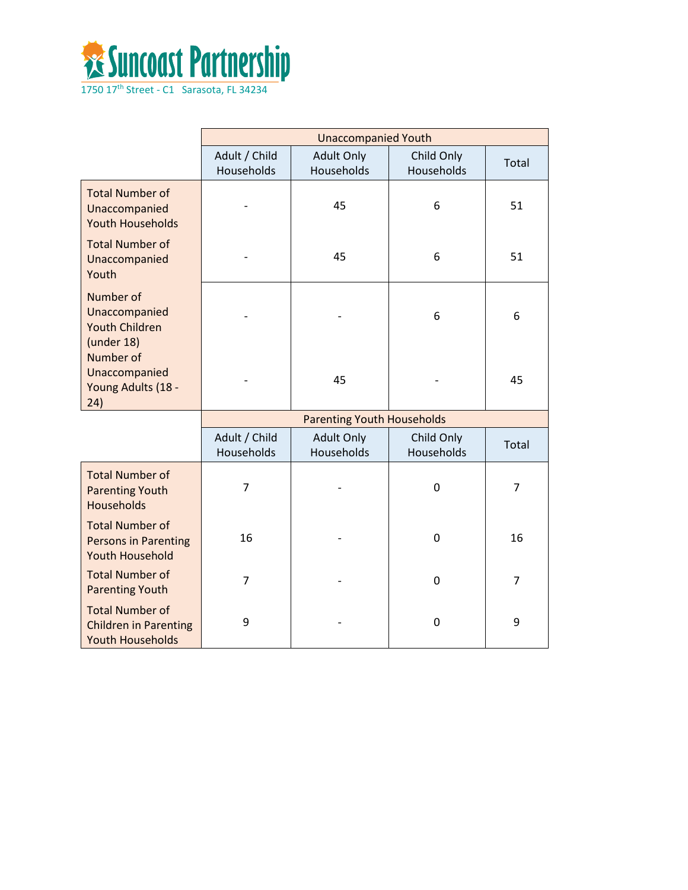Suncoast Partnership

1750 17th Street - C1 Sarasota, FL 34234

| | Unaccompanied Youth | | | |
|---|---|---|---|---|
| | Adult / Child Households | Adult Only Households | Child Only Households | Total |
| Total Number of Unaccompanied Youth Households | - | 45 | 6 | 51 |
| Total Number of Unaccompanied Youth | - | 45 | 6 | 51 |
| Number of Unaccompanied Youth Children (under 18) | - | - | 6 | 6 |
| Number of Unaccompanied Young Adults (18 - 24) | - | 45 | - | 45 |
| | **Parenting Youth Households** | | | |
| | Adult / Child Households | Adult Only Households | Child Only Households | Total |
| Total Number of Parenting Youth Households | 7 | - | 0 | 7 |
| Total Number of Persons in Parenting Youth Household | 16 | - | 0 | 16 |
| Total Number of Parenting Youth | 7 | - | 0 | 7 |
| Total Number of Children in Parenting Youth Households | 9 | - | 0 | 9 |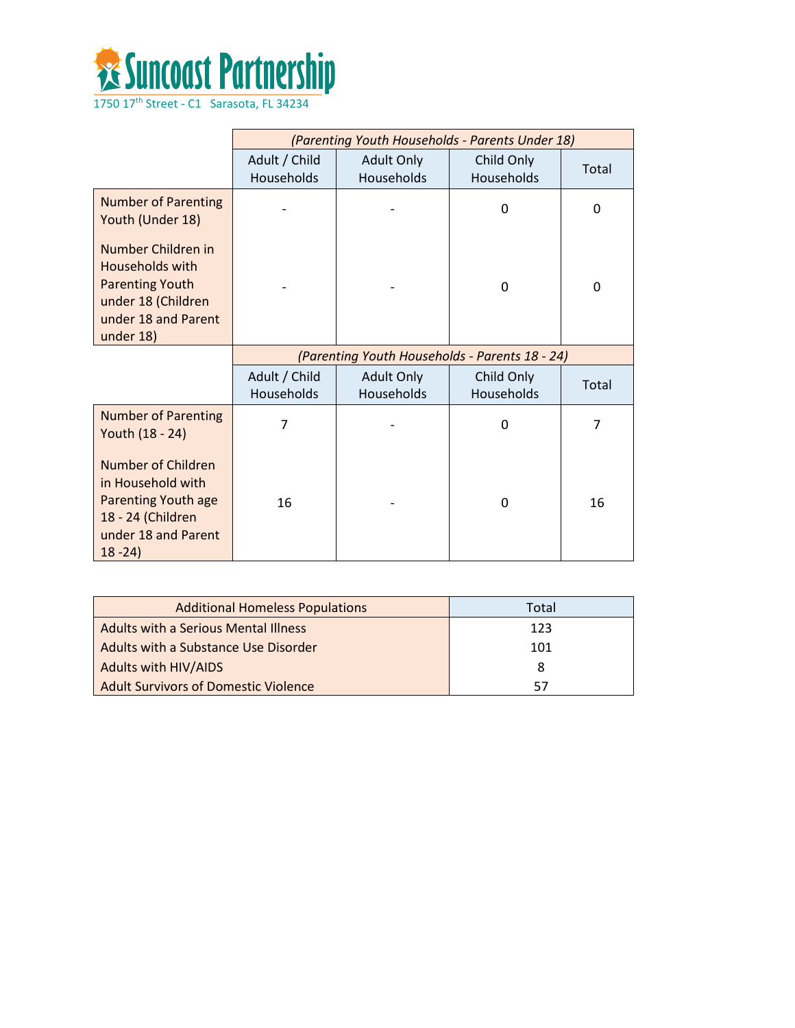# Suncoast Partnership

1750 17th Street - C1 Sarasota, FL 34234

| | *(Parenting Youth Households - Parents Under 18)* | | | |
|---|---|---|---|---|
| | Adult / Child Households | Adult Only Households | Child Only Households | Total |
| Number of Parenting Youth (Under 18) | - | - | 0 | 0 |
| Number Children in Households with Parenting Youth under 18 (Children under 18 and Parent under 18) | - | - | 0 | 0 |
| | *(Parenting Youth Households - Parents 18 - 24)* | | | |
| | Adult / Child Households | Adult Only Households | Child Only Households | Total |
| Number of Parenting Youth (18 - 24) | 7 | - | 0 | 7 |
| Number of Children in Household with Parenting Youth age 18 - 24 (Children under 18 and Parent 18 -24) | 16 | - | 0 | 16 |

| Additional Homeless Populations | Total |
|---|---|
| Adults with a Serious Mental Illness | 123 |
| Adults with a Substance Use Disorder | 101 |
| Adults with HIV/AIDS | 8 |
| Adult Survivors of Domestic Violence | 57 |